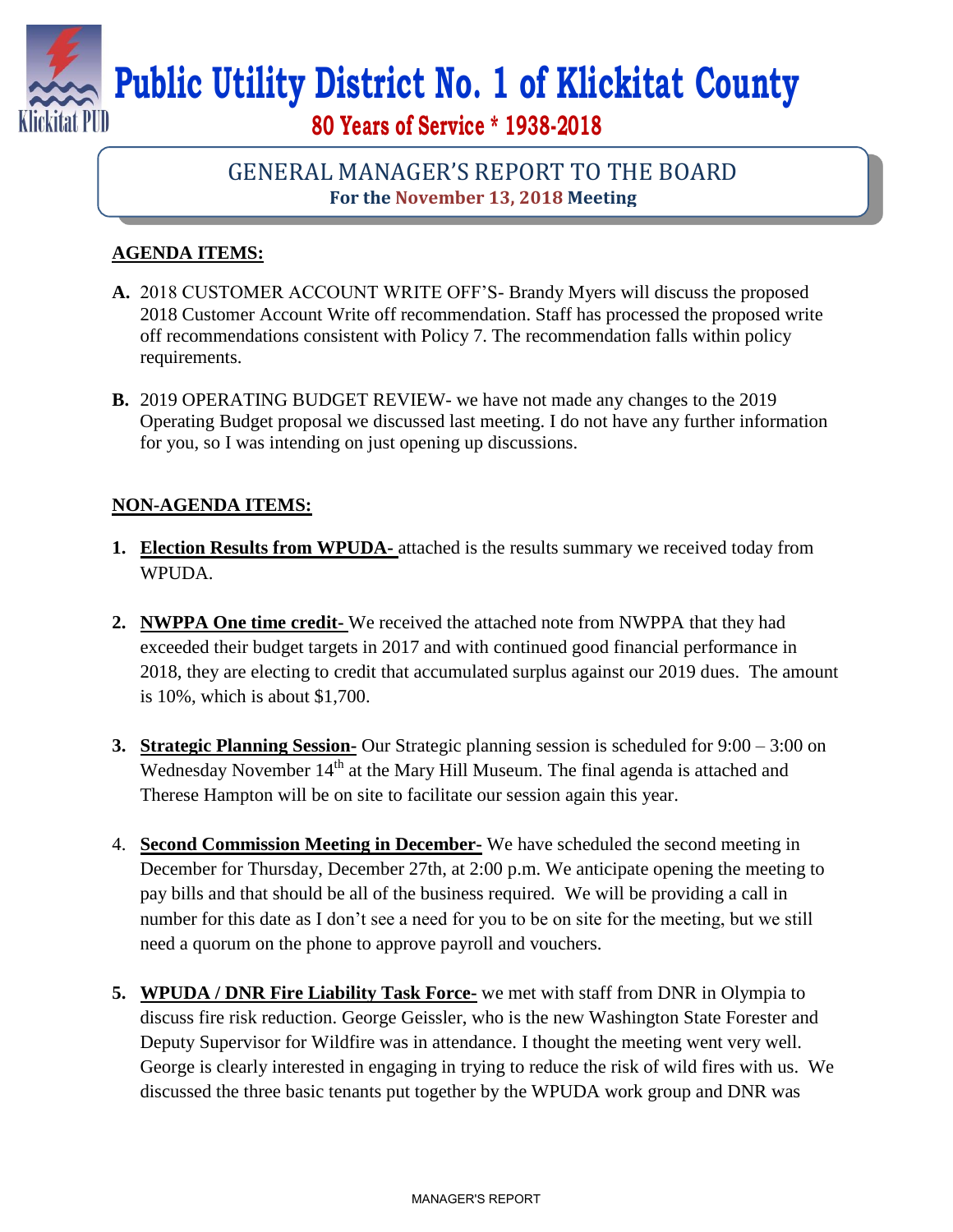# Public Utility District No. 1 of Klickitat County

**80 Years of Service * 1938-2018**

## GENERAL MANAGER'S REPORT TO THE BOARD

**For the November 13, 2018 Meeting**

**AGENDA ITEMS:**

**A.** 2018 CUSTOMER ACCOUNT WRITE OFF'S- Brandy Myers will discuss the proposed 2018 Customer Account Write off recommendation. Staff has processed the proposed write off recommendations consistent with Policy 7. The recommendation falls within policy requirements.

**B.** 2019 OPERATING BUDGET REVIEW- we have not made any changes to the 2019 Operating Budget proposal we discussed last meeting. I do not have any further information for you, so I was intending on just opening up discussions.

**NON-AGENDA ITEMS:**

1. **Election Results from WPUDA-** attached is the results summary we received today from WPUDA.

2. **NWPPA One time credit-** We received the attached note from NWPPA that they had exceeded their budget targets in 2017 and with continued good financial performance in 2018, they are electing to credit that accumulated surplus against our 2019 dues. The amount is 10%, which is about $1,700.

3. **Strategic Planning Session-** Our Strategic planning session is scheduled for 9:00 – 3:00 on Wednesday November 14th at the Mary Hill Museum. The final agenda is attached and Therese Hampton will be on site to facilitate our session again this year.

4. **Second Commission Meeting in December-** We have scheduled the second meeting in December for Thursday, December 27th, at 2:00 p.m. We anticipate opening the meeting to pay bills and that should be all of the business required. We will be providing a call in number for this date as I don't see a need for you to be on site for the meeting, but we still need a quorum on the phone to approve payroll and vouchers.

5. **WPUDA / DNR Fire Liability Task Force-** we met with staff from DNR in Olympia to discuss fire risk reduction. George Geissler, who is the new Washington State Forester and Deputy Supervisor for Wildfire was in attendance. I thought the meeting went very well. George is clearly interested in engaging in trying to reduce the risk of wild fires with us. We discussed the three basic tenants put together by the WPUDA work group and DNR was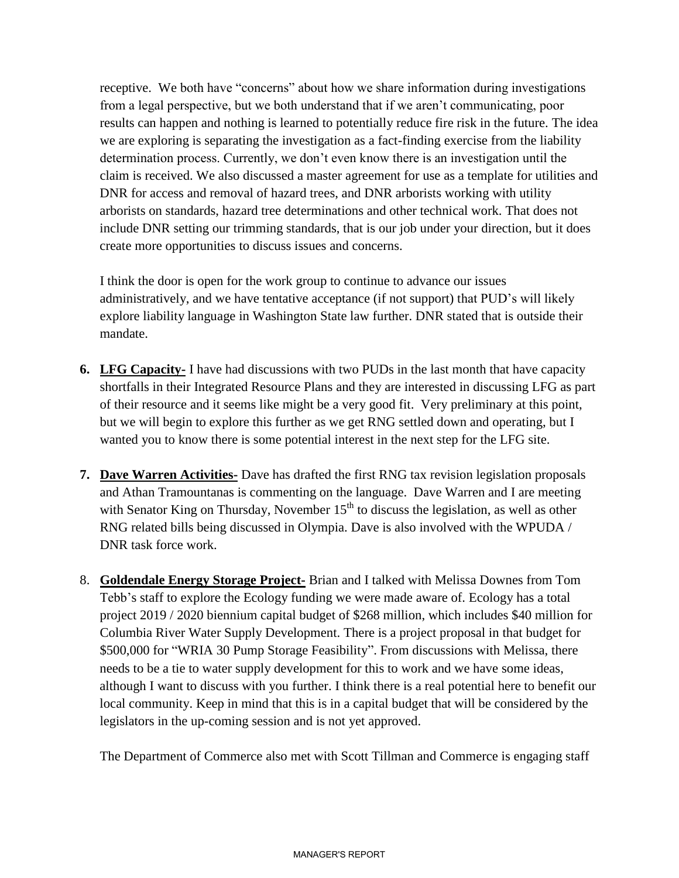receptive. We both have "concerns" about how we share information during investigations from a legal perspective, but we both understand that if we aren't communicating, poor results can happen and nothing is learned to potentially reduce fire risk in the future. The idea we are exploring is separating the investigation as a fact-finding exercise from the liability determination process. Currently, we don't even know there is an investigation until the claim is received. We also discussed a master agreement for use as a template for utilities and DNR for access and removal of hazard trees, and DNR arborists working with utility arborists on standards, hazard tree determinations and other technical work. That does not include DNR setting our trimming standards, that is our job under your direction, but it does create more opportunities to discuss issues and concerns.

I think the door is open for the work group to continue to advance our issues administratively, and we have tentative acceptance (if not support) that PUD's will likely explore liability language in Washington State law further. DNR stated that is outside their mandate.

6. **LFG Capacity-** I have had discussions with two PUDs in the last month that have capacity shortfalls in their Integrated Resource Plans and they are interested in discussing LFG as part of their resource and it seems like might be a very good fit. Very preliminary at this point, but we will begin to explore this further as we get RNG settled down and operating, but I wanted you to know there is some potential interest in the next step for the LFG site.

7. **Dave Warren Activities-** Dave has drafted the first RNG tax revision legislation proposals and Athan Tramountanas is commenting on the language. Dave Warren and I are meeting with Senator King on Thursday, November 15th to discuss the legislation, as well as other RNG related bills being discussed in Olympia. Dave is also involved with the WPUDA / DNR task force work.

8. **Goldendale Energy Storage Project-** Brian and I talked with Melissa Downes from Tom Tebb's staff to explore the Ecology funding we were made aware of. Ecology has a total project 2019 / 2020 biennium capital budget of $268 million, which includes $40 million for Columbia River Water Supply Development. There is a project proposal in that budget for $500,000 for "WRIA 30 Pump Storage Feasibility". From discussions with Melissa, there needs to be a tie to water supply development for this to work and we have some ideas, although I want to discuss with you further. I think there is a real potential here to benefit our local community. Keep in mind that this is in a capital budget that will be considered by the legislators in the up-coming session and is not yet approved.

The Department of Commerce also met with Scott Tillman and Commerce is engaging staff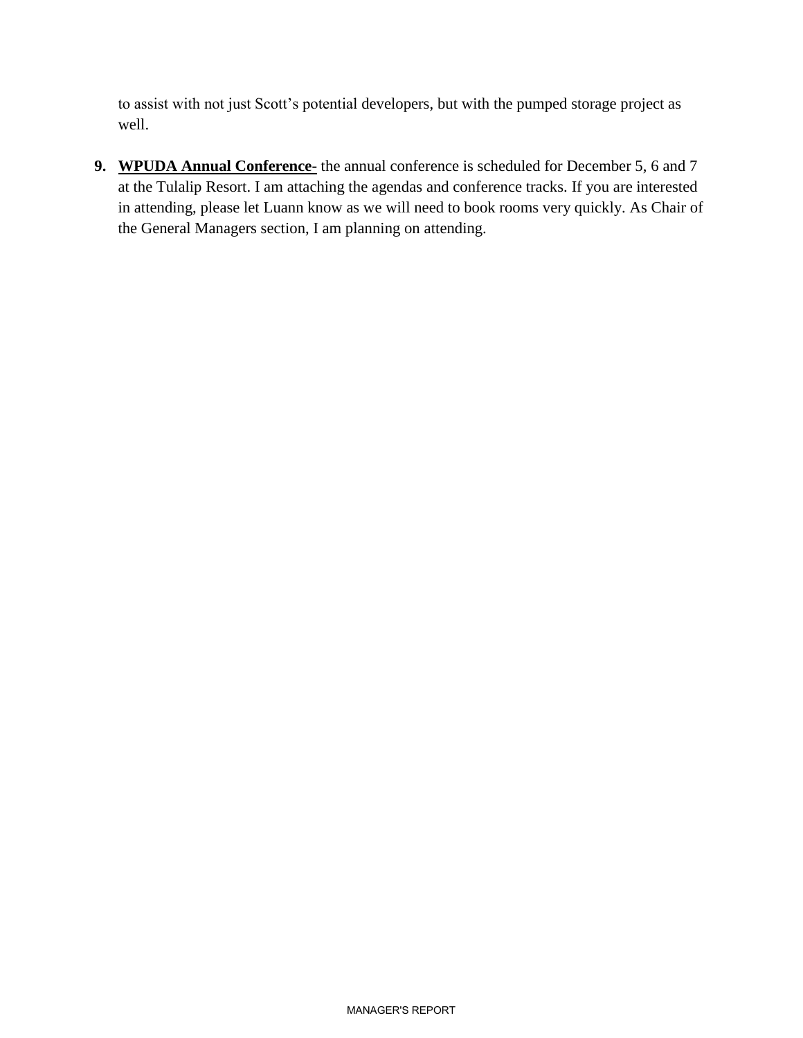to assist with not just Scott's potential developers, but with the pumped storage project as well.

9. **<u>WPUDA Annual Conference-</u>** the annual conference is scheduled for December 5, 6 and 7 at the Tulalip Resort. I am attaching the agendas and conference tracks. If you are interested in attending, please let Luann know as we will need to book rooms very quickly. As Chair of the General Managers section, I am planning on attending.